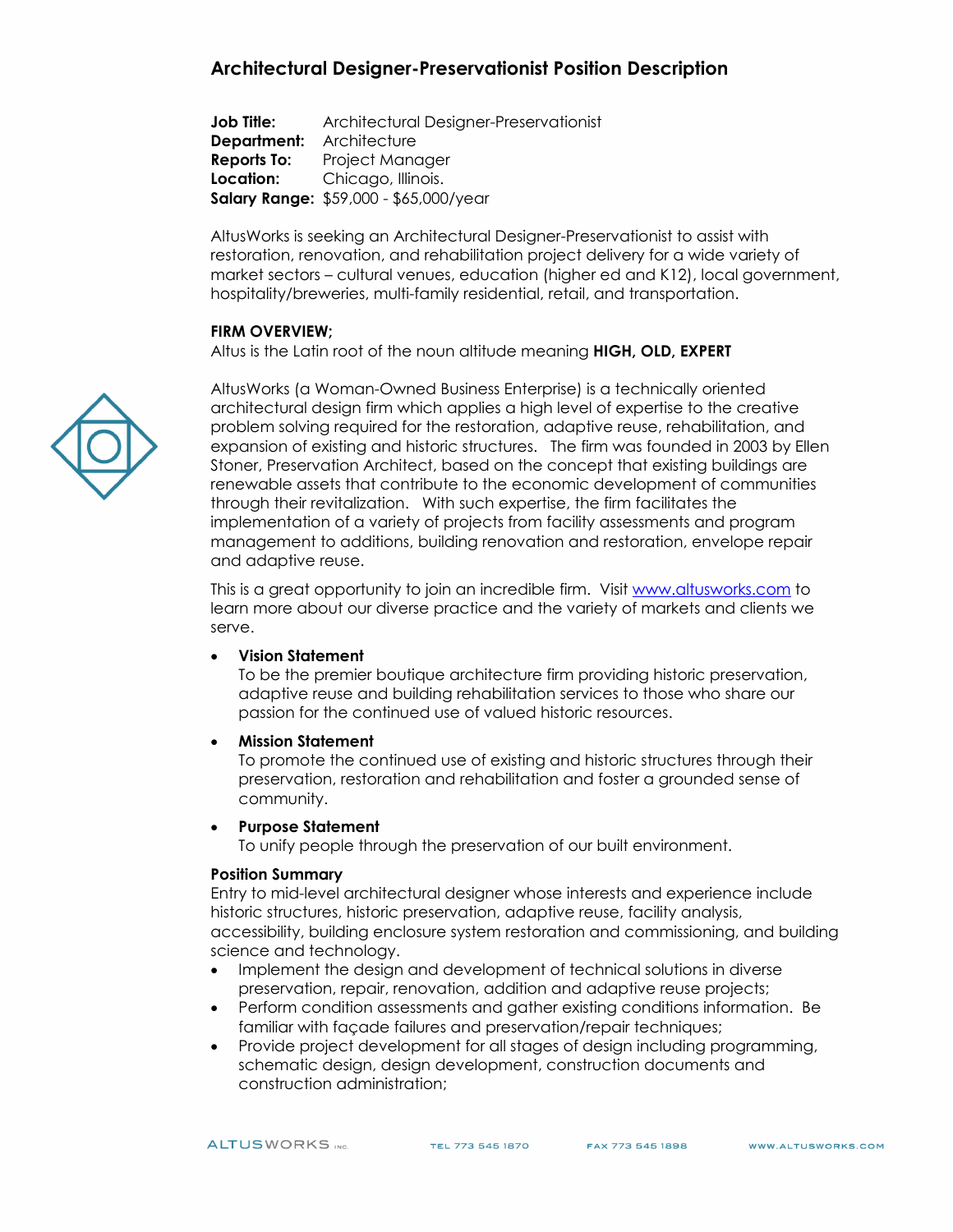# Architectural Designer-Preservationist Position Description

**Job Title:** Architectural Designer-Preservationist
**Department:** Architecture
**Reports To:** Project Manager
**Location:** Chicago, Illinois.
**Salary Range:** $59,000 - $65,000/year

AltusWorks is seeking an Architectural Designer-Preservationist to assist with restoration, renovation, and rehabilitation project delivery for a wide variety of market sectors – cultural venues, education (higher ed and K12), local government, hospitality/breweries, multi-family residential, retail, and transportation.

**FIRM OVERVIEW;**
Altus is the Latin root of the noun altitude meaning **HIGH, OLD, EXPERT**

AltusWorks (a Woman-Owned Business Enterprise) is a technically oriented architectural design firm which applies a high level of expertise to the creative problem solving required for the restoration, adaptive reuse, rehabilitation, and expansion of existing and historic structures. The firm was founded in 2003 by Ellen Stoner, Preservation Architect, based on the concept that existing buildings are renewable assets that contribute to the economic development of communities through their revitalization. With such expertise, the firm facilitates the implementation of a variety of projects from facility assessments and program management to additions, building renovation and restoration, envelope repair and adaptive reuse.

This is a great opportunity to join an incredible firm. Visit www.altusworks.com to learn more about our diverse practice and the variety of markets and clients we serve.

- **Vision Statement**
  To be the premier boutique architecture firm providing historic preservation, adaptive reuse and building rehabilitation services to those who share our passion for the continued use of valued historic resources.
- **Mission Statement**
  To promote the continued use of existing and historic structures through their preservation, restoration and rehabilitation and foster a grounded sense of community.
- **Purpose Statement**
  To unify people through the preservation of our built environment.

**Position Summary**
Entry to mid-level architectural designer whose interests and experience include historic structures, historic preservation, adaptive reuse, facility analysis, accessibility, building enclosure system restoration and commissioning, and building science and technology.

- Implement the design and development of technical solutions in diverse preservation, repair, renovation, addition and adaptive reuse projects;
- Perform condition assessments and gather existing conditions information. Be familiar with façade failures and preservation/repair techniques;
- Provide project development for all stages of design including programming, schematic design, design development, construction documents and construction administration;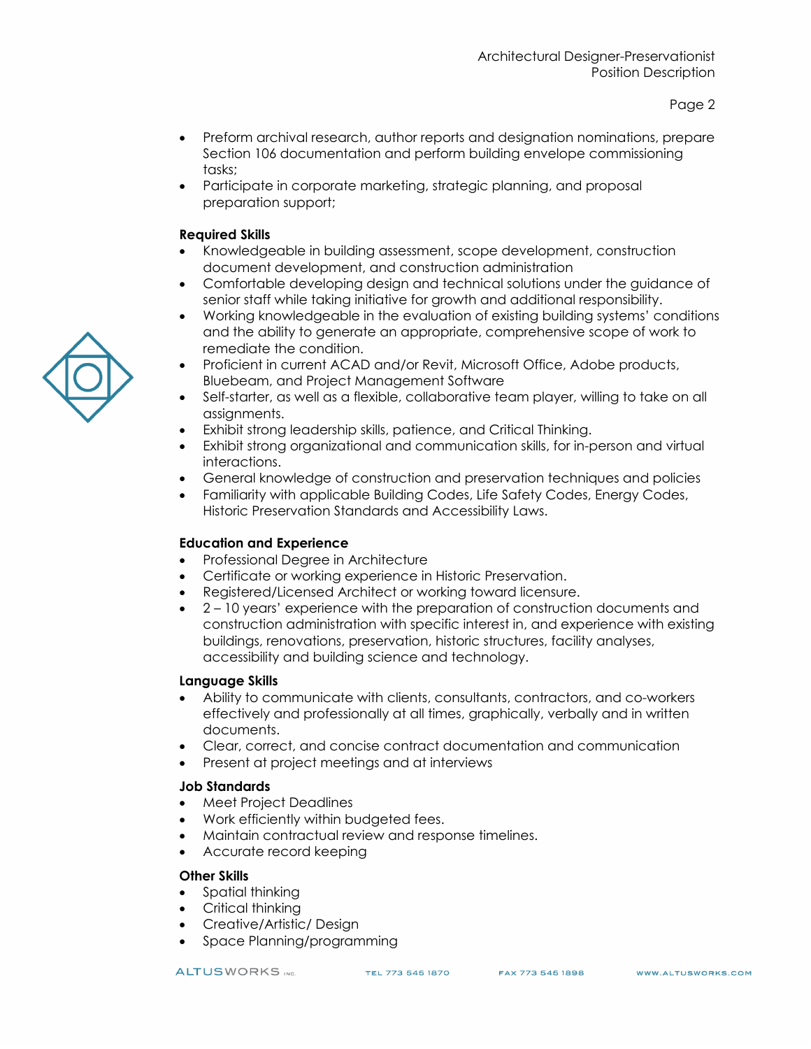- Preform archival research, author reports and designation nominations, prepare Section 106 documentation and perform building envelope commissioning tasks;
- Participate in corporate marketing, strategic planning, and proposal preparation support;

**Required Skills**

- Knowledgeable in building assessment, scope development, construction document development, and construction administration
- Comfortable developing design and technical solutions under the guidance of senior staff while taking initiative for growth and additional responsibility.
- Working knowledgeable in the evaluation of existing building systems' conditions and the ability to generate an appropriate, comprehensive scope of work to remediate the condition.
- Proficient in current ACAD and/or Revit, Microsoft Office, Adobe products, Bluebeam, and Project Management Software
- Self-starter, as well as a flexible, collaborative team player, willing to take on all assignments.
- Exhibit strong leadership skills, patience, and Critical Thinking.
- Exhibit strong organizational and communication skills, for in-person and virtual interactions.
- General knowledge of construction and preservation techniques and policies
- Familiarity with applicable Building Codes, Life Safety Codes, Energy Codes, Historic Preservation Standards and Accessibility Laws.

**Education and Experience**

- Professional Degree in Architecture
- Certificate or working experience in Historic Preservation.
- Registered/Licensed Architect or working toward licensure.
- 2 – 10 years' experience with the preparation of construction documents and construction administration with specific interest in, and experience with existing buildings, renovations, preservation, historic structures, facility analyses, accessibility and building science and technology.

**Language Skills**

- Ability to communicate with clients, consultants, contractors, and co-workers effectively and professionally at all times, graphically, verbally and in written documents.
- Clear, correct, and concise contract documentation and communication
- Present at project meetings and at interviews

**Job Standards**

- Meet Project Deadlines
- Work efficiently within budgeted fees.
- Maintain contractual review and response timelines.
- Accurate record keeping

**Other Skills**

- Spatial thinking
- Critical thinking
- Creative/Artistic/ Design
- Space Planning/programming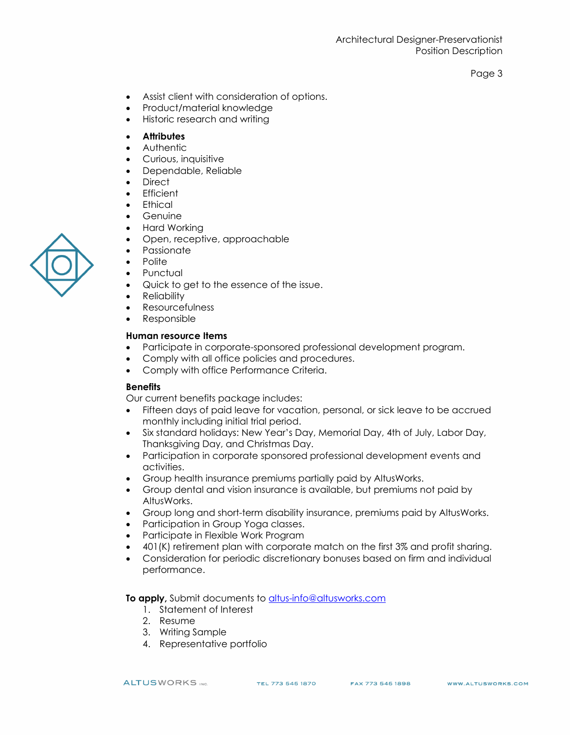- Assist client with consideration of options.
- Product/material knowledge
- Historic research and writing

- **Attributes**
- Authentic
- Curious, inquisitive
- Dependable, Reliable
- Direct
- Efficient
- Ethical
- Genuine
- Hard Working
- Open, receptive, approachable
- Passionate
- Polite
- Punctual
- Quick to get to the essence of the issue.
- Reliability
- Resourcefulness
- Responsible

**Human resource Items**

- Participate in corporate-sponsored professional development program.
- Comply with all office policies and procedures.
- Comply with office Performance Criteria.

**Benefits**

Our current benefits package includes:

- Fifteen days of paid leave for vacation, personal, or sick leave to be accrued monthly including initial trial period.
- Six standard holidays: New Year's Day, Memorial Day, 4th of July, Labor Day, Thanksgiving Day, and Christmas Day.
- Participation in corporate sponsored professional development events and activities.
- Group health insurance premiums partially paid by AltusWorks.
- Group dental and vision insurance is available, but premiums not paid by AltusWorks.
- Group long and short-term disability insurance, premiums paid by AltusWorks.
- Participation in Group Yoga classes.
- Participate in Flexible Work Program
- 401(K) retirement plan with corporate match on the first 3% and profit sharing.
- Consideration for periodic discretionary bonuses based on firm and individual performance.

**To apply,** Submit documents to altus-info@altusworks.com

1. Statement of Interest
2. Resume
3. Writing Sample
4. Representative portfolio